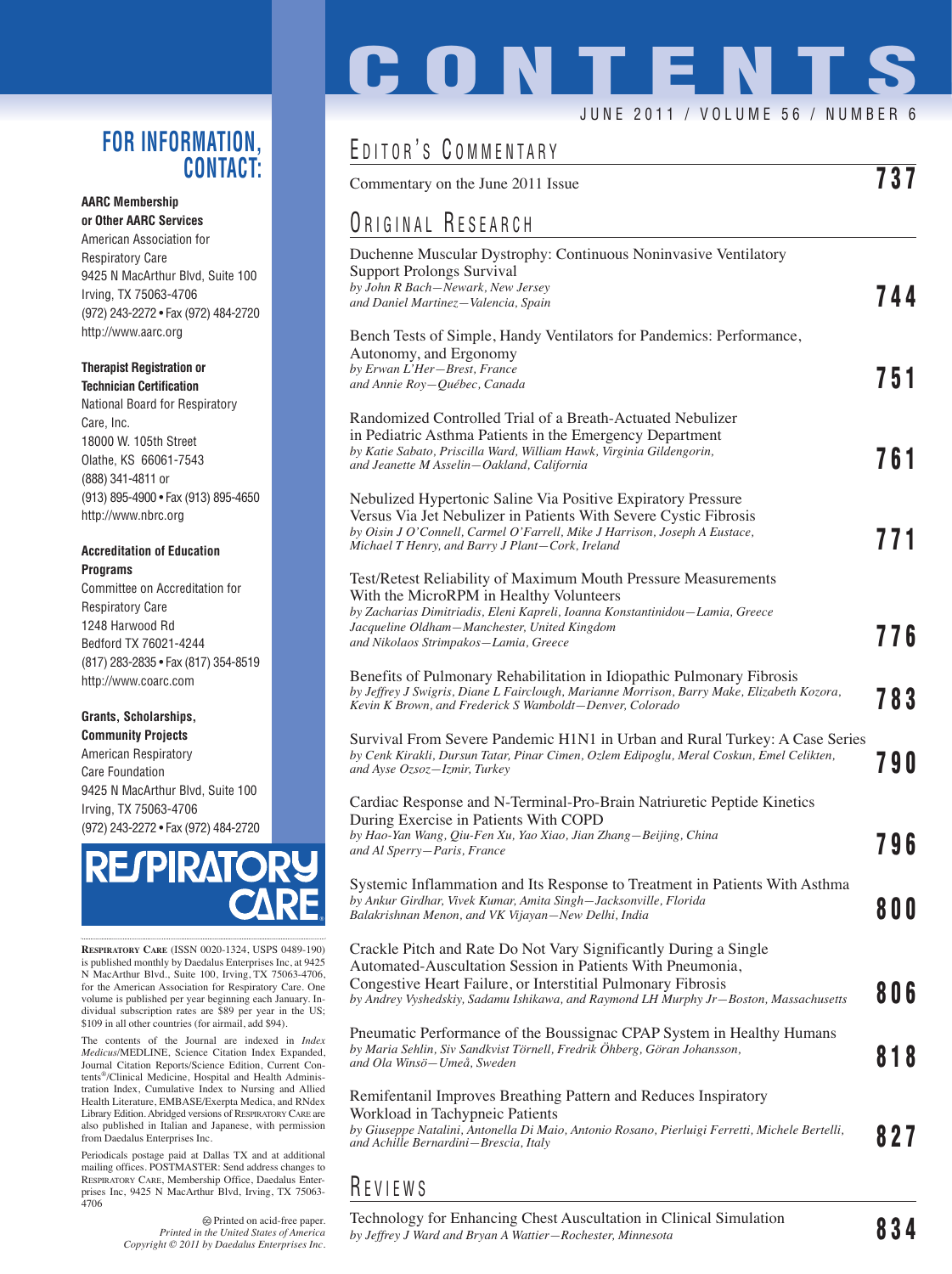# CONTENTS

JUNE 2011 / VOLUME 56 / NUMBER 6

## FOR INFORMATION, CONTACT:

**AARC Membership or Other AARC Services**
American Association for Respiratory Care
9425 N MacArthur Blvd, Suite 100
Irving, TX 75063-4706
(972) 243-2272 • Fax (972) 484-2720
http://www.aarc.org

**Therapist Registration or Technician Certification**
National Board for Respiratory Care, Inc.
18000 W. 105th Street
Olathe, KS 66061-7543
(888) 341-4811 or
(913) 895-4900 • Fax (913) 895-4650
http://www.nbrc.org

**Accreditation of Education Programs**
Committee on Accreditation for Respiratory Care
1248 Harwood Rd
Bedford TX 76021-4244
(817) 283-2835 • Fax (817) 354-8519
http://www.coarc.com

**Grants, Scholarships, Community Projects**
American Respiratory Care Foundation
9425 N MacArthur Blvd, Suite 100
Irving, TX 75063-4706
(972) 243-2272 • Fax (972) 484-2720

RESPIRATORY CARE

RESPIRATORY CARE (ISSN 0020-1324, USPS 0489-190) is published monthly by Daedalus Enterprises Inc, at 9425 N MacArthur Blvd., Suite 100, Irving, TX 75063-4706, for the American Association for Respiratory Care. One volume is published per year beginning each January. Individual subscription rates are $89 per year in the US; $109 in all other countries (for airmail, add $94).

The contents of the Journal are indexed in *Index Medicus*/MEDLINE, Science Citation Index Expanded, Journal Citation Reports/Science Edition, Current Contents®/Clinical Medicine, Hospital and Health Administration Index, Cumulative Index to Nursing and Allied Health Literature, EMBASE/Exerpta Medica, and RNdex Library Edition. Abridged versions of RESPIRATORY CARE are also published in Italian and Japanese, with permission from Daedalus Enterprises Inc.

Periodicals postage paid at Dallas TX and at additional mailing offices. POSTMASTER: Send address changes to RESPIRATORY CARE, Membership Office, Daedalus Enterprises Inc, 9425 N MacArthur Blvd, Irving, TX 75063-4706

Printed on acid-free paper.
*Printed in the United States of America*
*Copyright © 2011 by Daedalus Enterprises Inc.*

## EDITOR'S COMMENTARY

Commentary on the June 2011 Issue — **737**

## ORIGINAL RESEARCH

Duchenne Muscular Dystrophy: Continuous Noninvasive Ventilatory Support Prolongs Survival
*by John R Bach—Newark, New Jersey and Daniel Martinez—Valencia, Spain* — **744**

Bench Tests of Simple, Handy Ventilators for Pandemics: Performance, Autonomy, and Ergonomy
*by Erwan L'Her—Brest, France and Annie Roy—Québec, Canada* — **751**

Randomized Controlled Trial of a Breath-Actuated Nebulizer in Pediatric Asthma Patients in the Emergency Department
*by Katie Sabato, Priscilla Ward, William Hawk, Virginia Gildengorin, and Jeanette M Asselin—Oakland, California* — **761**

Nebulized Hypertonic Saline Via Positive Expiratory Pressure Versus Via Jet Nebulizer in Patients With Severe Cystic Fibrosis
*by Oisin J O'Connell, Carmel O'Farrell, Mike J Harrison, Joseph A Eustace, Michael T Henry, and Barry J Plant—Cork, Ireland* — **771**

Test/Retest Reliability of Maximum Mouth Pressure Measurements With the MicroRPM in Healthy Volunteers
*by Zacharias Dimitriadis, Eleni Kapreli, Ioanna Konstantinidou—Lamia, Greece Jacqueline Oldham—Manchester, United Kingdom and Nikolaos Strimpakos—Lamia, Greece* — **776**

Benefits of Pulmonary Rehabilitation in Idiopathic Pulmonary Fibrosis
*by Jeffrey J Swigris, Diane L Fairclough, Marianne Morrison, Barry Make, Elizabeth Kozora, Kevin K Brown, and Frederick S Wamboldt—Denver, Colorado* — **783**

Survival From Severe Pandemic H1N1 in Urban and Rural Turkey: A Case Series
*by Cenk Kirakli, Dursun Tatar, Pinar Cimen, Ozlem Edipoglu, Meral Coskun, Emel Celikten, and Ayse Ozsoz—Izmir, Turkey* — **790**

Cardiac Response and N-Terminal-Pro-Brain Natriuretic Peptide Kinetics During Exercise in Patients With COPD
*by Hao-Yan Wang, Qiu-Fen Xu, Yao Xiao, Jian Zhang—Beijing, China and Al Sperry—Paris, France* — **796**

Systemic Inflammation and Its Response to Treatment in Patients With Asthma
*by Ankur Girdhar, Vivek Kumar, Amita Singh—Jacksonville, Florida Balakrishnan Menon, and VK Vijayan—New Delhi, India* — **800**

Crackle Pitch and Rate Do Not Vary Significantly During a Single Automated-Auscultation Session in Patients With Pneumonia, Congestive Heart Failure, or Interstitial Pulmonary Fibrosis
*by Andrey Vyshedskiy, Sadamu Ishikawa, and Raymond LH Murphy Jr—Boston, Massachusetts* — **806**

Pneumatic Performance of the Boussignac CPAP System in Healthy Humans
*by Maria Sehlin, Siv Sandkvist Törnell, Fredrik Öhberg, Göran Johansson, and Ola Winsö—Umeå, Sweden* — **818**

Remifentanil Improves Breathing Pattern and Reduces Inspiratory Workload in Tachypneic Patients
*by Giuseppe Natalini, Antonella Di Maio, Antonio Rosano, Pierluigi Ferretti, Michele Bertelli, and Achille Bernardini—Brescia, Italy* — **827**

## REVIEWS

Technology for Enhancing Chest Auscultation in Clinical Simulation
*by Jeffrey J Ward and Bryan A Wattier—Rochester, Minnesota* — **834**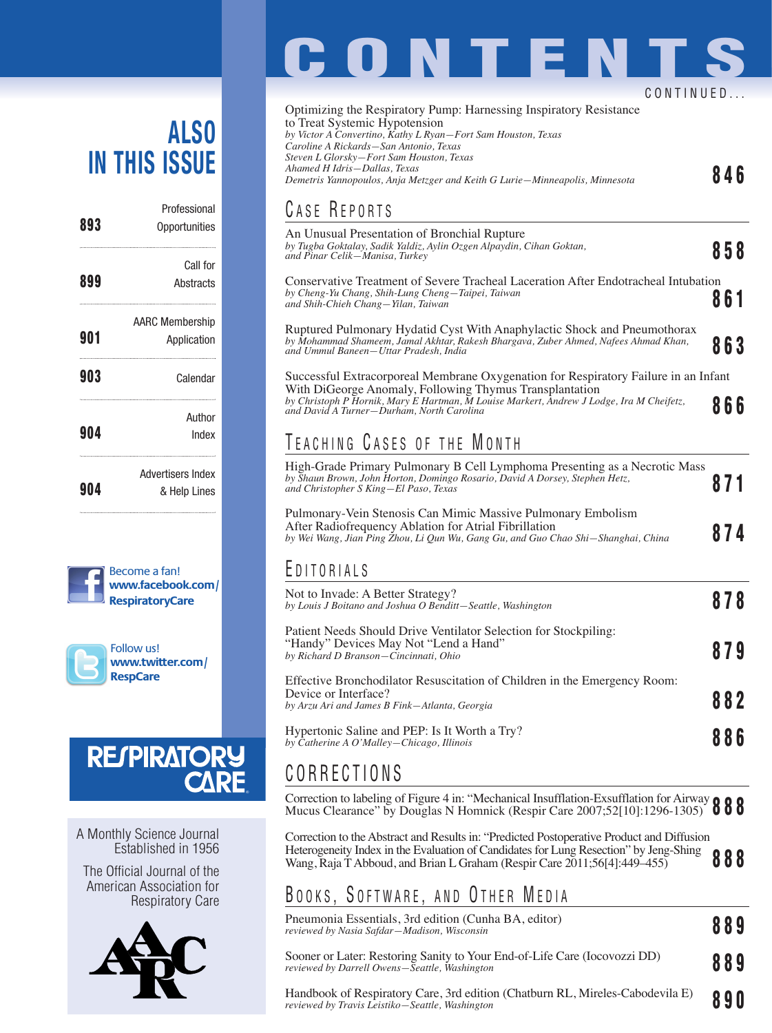# CONTENTS

CONTINUED...

Optimizing the Respiratory Pump: Harnessing Inspiratory Resistance to Treat Systemic Hypotension
*by Victor A Convertino, Kathy L Ryan—Fort Sam Houston, Texas*
*Caroline A Rickards—San Antonio, Texas*
*Steven L Glorsky—Fort Sam Houston, Texas*
*Ahamed H Idris—Dallas, Texas*
*Demetris Yannopoulos, Anja Metzger and Keith G Lurie—Minneapolis, Minnesota* **846**

## Case Reports

An Unusual Presentation of Bronchial Rupture
*by Tugba Goktalay, Sadik Yaldiz, Aylin Ozgen Alpaydin, Cihan Goktan, and Pinar Celik—Manisa, Turkey* **858**

Conservative Treatment of Severe Tracheal Laceration After Endotracheal Intubation
*by Cheng-Yu Chang, Shih-Lung Cheng—Taipei, Taiwan and Shih-Chieh Chang—Yilan, Taiwan* **861**

Ruptured Pulmonary Hydatid Cyst With Anaphylactic Shock and Pneumothorax
*by Mohammad Shameem, Jamal Akhtar, Rakesh Bhargava, Zuber Ahmed, Nafees Ahmad Khan, and Ummul Baneen—Uttar Pradesh, India* **863**

Successful Extracorporeal Membrane Oxygenation for Respiratory Failure in an Infant With DiGeorge Anomaly, Following Thymus Transplantation
*by Christoph P Hornik, Mary E Hartman, M Louise Markert, Andrew J Lodge, Ira M Cheifetz, and David A Turner—Durham, North Carolina* **866**

## Teaching Cases of the Month

High-Grade Primary Pulmonary B Cell Lymphoma Presenting as a Necrotic Mass
*by Shaun Brown, John Horton, Domingo Rosario, David A Dorsey, Stephen Hetz, and Christopher S King—El Paso, Texas* **871**

Pulmonary-Vein Stenosis Can Mimic Massive Pulmonary Embolism After Radiofrequency Ablation for Atrial Fibrillation
*by Wei Wang, Jian Ping Zhou, Li Qun Wu, Gang Gu, and Guo Chao Shi—Shanghai, China* **874**

## Editorials

Not to Invade: A Better Strategy?
*by Louis J Boitano and Joshua O Benditt—Seattle, Washington* **878**

Patient Needs Should Drive Ventilator Selection for Stockpiling: "Handy" Devices May Not "Lend a Hand"
*by Richard D Branson—Cincinnati, Ohio* **879**

Effective Bronchodilator Resuscitation of Children in the Emergency Room: Device or Interface?
*by Arzu Ari and James B Fink—Atlanta, Georgia* **882**

Hypertonic Saline and PEP: Is It Worth a Try?
*by Catherine A O'Malley—Chicago, Illinois* **886**

## Corrections

Correction to labeling of Figure 4 in: "Mechanical Insufflation-Exsufflation for Airway Mucus Clearance" by Douglas N Homnick (Respir Care 2007;52[10]:1296-1305) **888**

Correction to the Abstract and Results in: "Predicted Postoperative Product and Diffusion Heterogeneity Index in the Evaluation of Candidates for Lung Resection" by Jeng-Shing Wang, Raja T Abboud, and Brian L Graham (Respir Care 2011;56[4]:449–455) **888**

## Books, Software, and Other Media

Pneumonia Essentials, 3rd edition (Cunha BA, editor)
*reviewed by Nasia Safdar—Madison, Wisconsin* **889**

Sooner or Later: Restoring Sanity to Your End-of-Life Care (Iocovozzi DD)
*reviewed by Darrell Owens—Seattle, Washington* **889**

Handbook of Respiratory Care, 3rd edition (Chatburn RL, Mireles-Cabodevila E)
*reviewed by Travis Leistiko—Seattle, Washington* **890**

## Also in This Issue

| | |
|---|---|
| 893 | Professional Opportunities |
| 899 | Call for Abstracts |
| 901 | AARC Membership Application |
| 903 | Calendar |
| 904 | Author Index |
| 904 | Advertisers Index & Help Lines |

Become a fan! www.facebook.com/RespiratoryCare

Follow us! www.twitter.com/RespCare

RESPIRATORY CARE

A Monthly Science Journal Established in 1956

The Official Journal of the American Association for Respiratory Care